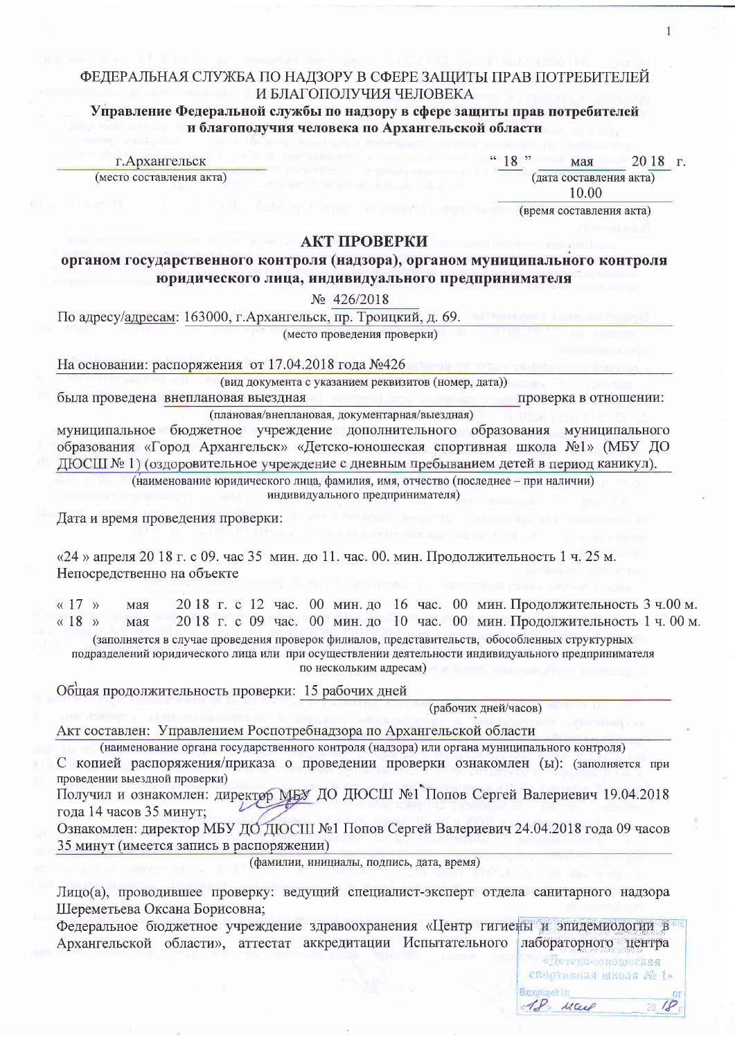ФЕДЕРАЛЬНАЯ СЛУЖБА ПО НАДЗОРУ В СФЕРЕ ЗАЩИТЫ ПРАВ ПОТРЕБИТЕЛЕЙ И БЛАГОПОЛУЧИЯ ЧЕЛОВЕКА

**Управление Федеральной службы по надзору в сфере защиты прав потребителей и благополучия человека по Архангельской области**

г.Архангельск
(место составления акта)

" 18 " мая 20 18 г.
(дата составления акта)

10.00
(время составления акта)

## АКТ ПРОВЕРКИ

### органом государственного контроля (надзора), органом муниципального контроля юридического лица, индивидуального предпринимателя

№ 426/2018

По адресу/адресам: 163000, г.Архангельск, пр. Троицкий, д. 69.
(место проведения проверки)

На основании: распоряжения от 17.04.2018 года №426
(вид документа с указанием реквизитов (номер, дата))

была проведена внеплановая выездная проверка в отношении:
(плановая/внеплановая, документарная/выездная)

муниципальное бюджетное учреждение дополнительного образования муниципального образования «Город Архангельск» «Детско-юношеская спортивная школа №1» (МБУ ДО ДЮСШ № 1) (оздоровительное учреждение с дневным пребыванием детей в период каникул).
(наименование юридического лица, фамилия, имя, отчество (последнее – при наличии) индивидуального предпринимателя)

Дата и время проведения проверки:

«24 » апреля 20 18 г. с 09. час 35 мин. до 11. час. 00. мин. Продолжительность 1 ч. 25 м.
Непосредственно на объекте

« 17 » мая 20 18 г. с 12 час. 00 мин. до 16 час. 00 мин. Продолжительность 3 ч.00 м.
« 18 » мая 20 18 г. с 09 час. 00 мин. до 10 час. 00 мин. Продолжительность 1 ч. 00 м.
(заполняется в случае проведения проверок филиалов, представительств, обособленных структурных подразделений юридического лица или при осуществлении деятельности индивидуального предпринимателя по нескольким адресам)

Общая продолжительность проверки: 15 рабочих дней
(рабочих дней/часов)

Акт составлен: Управлением Роспотребнадзора по Архангельской области
(наименование органа государственного контроля (надзора) или органа муниципального контроля)

С копией распоряжения/приказа о проведении проверки ознакомлен (ы): (заполняется при проведении выездной проверки)
Получил и ознакомлен: директор МБУ ДО ДЮСШ №1 Попов Сергей Валериевич 19.04.2018 года 14 часов 35 минут;
Ознакомлен: директор МБУ ДО ДЮСШ №1 Попов Сергей Валериевич 24.04.2018 года 09 часов 35 минут (имеется запись в распоряжении)
(фамилии, инициалы, подпись, дата, время)

Лицо(а), проводившее проверку: ведущий специалист-эксперт отдела санитарного надзора Шереметьева Оксана Борисовна;
Федеральное бюджетное учреждение здравоохранения «Центр гигиены и эпидемиологии в Архангельской области», аттестат аккредитации Испытательного лабораторного центра

«Детско-юношеская спортивная школа № 1»
Входящий № от
«18» мая 20 18 г.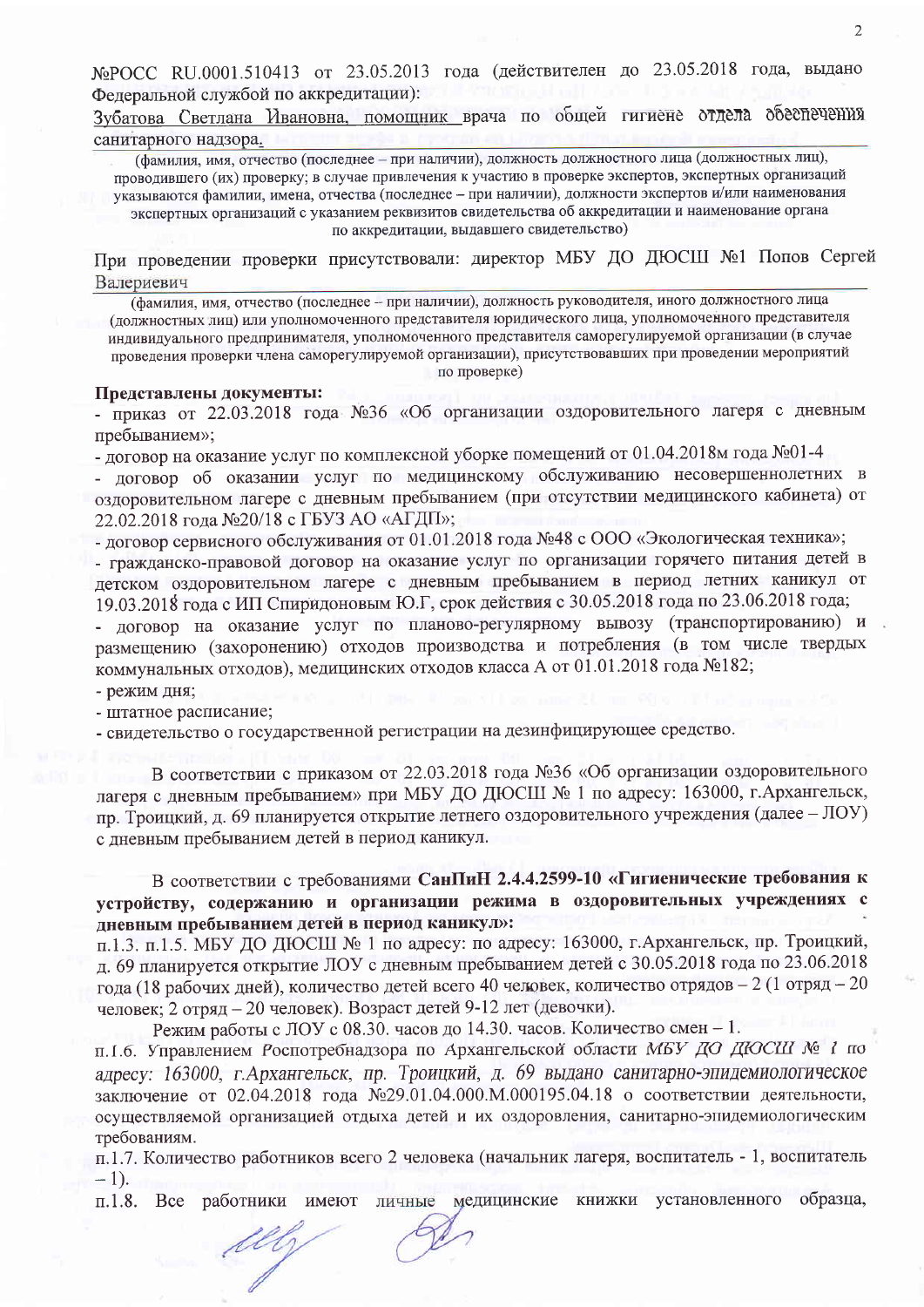№РОСС RU.0001.510413 от 23.05.2013 года (действителен до 23.05.2018 года, выдано Федеральной службой по аккредитации):

Зубатова Светлана Ивановна, помощник врача по общей гигиене отдела обеспечения санитарного надзора.

(фамилия, имя, отчество (последнее – при наличии), должность должностного лица (должностных лиц), проводившего (их) проверку; в случае привлечения к участию в проверке экспертов, экспертных организаций указываются фамилии, имена, отчества (последнее – при наличии), должности экспертов и/или наименования экспертных организаций с указанием реквизитов свидетельства об аккредитации и наименование органа по аккредитации, выдавшего свидетельство)

При проведении проверки присутствовали: директор МБУ ДО ДЮСШ №1 Попов Сергей Валериевич

(фамилия, имя, отчество (последнее – при наличии), должность руководителя, иного должностного лица (должностных лиц) или уполномоченного представителя юридического лица, уполномоченного представителя индивидуального предпринимателя, уполномоченного представителя саморегулируемой организации (в случае проведения проверки члена саморегулируемой организации), присутствовавших при проведении мероприятий по проверке)

**Представлены документы:**

- приказ от 22.03.2018 года №36 «Об организации оздоровительного лагеря с дневным пребыванием»;
- договор на оказание услуг по комплексной уборке помещений от 01.04.2018м года №01-4
- договор об оказании услуг по медицинскому обслуживанию несовершеннолетних в оздоровительном лагере с дневным пребыванием (при отсутствии медицинского кабинета) от 22.02.2018 года №20/18 с ГБУЗ АО «АГДП»;
- договор сервисного обслуживания от 01.01.2018 года №48 с ООО «Экологическая техника»;
- гражданско-правовой договор на оказание услуг по организации горячего питания детей в детском оздоровительном лагере с дневным пребыванием в период летних каникул от 19.03.2018 года с ИП Спиридоновым Ю.Г, срок действия с 30.05.2018 года по 23.06.2018 года;
- договор на оказание услуг по планово-регулярному вывозу (транспортированию) и размещению (захоронению) отходов производства и потребления (в том числе твердых коммунальных отходов), медицинских отходов класса А от 01.01.2018 года №182;
- режим дня;
- штатное расписание;
- свидетельство о государственной регистрации на дезинфицирующее средство.

В соответствии с приказом от 22.03.2018 года №36 «Об организации оздоровительного лагеря с дневным пребыванием» при МБУ ДО ДЮСШ № 1 по адресу: 163000, г.Архангельск, пр. Троицкий, д. 69 планируется открытие летнего оздоровительного учреждения (далее – ЛОУ) с дневным пребыванием детей в период каникул.

В соответствии с требованиями **СанПиН 2.4.4.2599-10 «Гигиенические требования к устройству, содержанию и организации режима в оздоровительных учреждениях с дневным пребыванием детей в период каникул»:**

п.1.3. п.1.5. МБУ ДО ДЮСШ № 1 по адресу: по адресу: 163000, г.Архангельск, пр. Троицкий, д. 69 планируется открытие ЛОУ с дневным пребыванием детей с 30.05.2018 года по 23.06.2018 года (18 рабочих дней), количество детей всего 40 человек, количество отрядов – 2 (1 отряд – 20 человек; 2 отряд – 20 человек). Возраст детей 9-12 лет (девочки).

Режим работы с ЛОУ с 08.30. часов до 14.30. часов. Количество смен – 1.

п.1.6. Управлением Роспотребнадзора по Архангельской области *МБУ ДО ДЮСШ № 1 по адресу: 163000, г.Архангельск, пр. Троицкий, д. 69 выдано санитарно-эпидемиологическое* заключение от 02.04.2018 года №29.01.04.000.М.000195.04.18 о соответствии деятельности, осуществляемой организацией отдыха детей и их оздоровления, санитарно-эпидемиологическим требованиям.

п.1.7. Количество работников всего 2 человека (начальник лагеря, воспитатель - 1, воспитатель – 1).

п.1.8. Все работники имеют личные медицинские книжки установленного образца,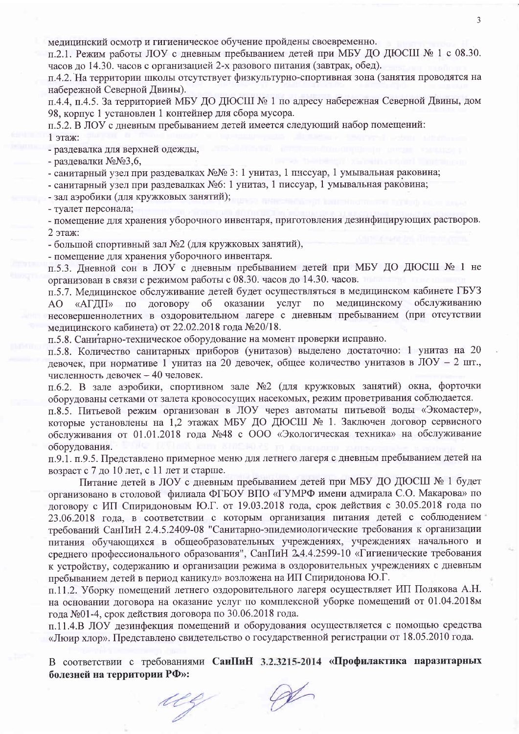медицинский осмотр и гигиеническое обучение пройдены своевременно.

п.2.1. Режим работы ЛОУ с дневным пребыванием детей при МБУ ДО ДЮСШ № 1 с 08.30. часов до 14.30. часов с организацией 2-х разового питания (завтрак, обед).

п.4.2. На территории школы отсутствует физкультурно-спортивная зона (занятия проводятся на набережной Северной Двины).

п.4.4, п.4.5. За территорией МБУ ДО ДЮСШ № 1 по адресу набережная Северной Двины, дом 98, корпус 1 установлен 1 контейнер для сбора мусора.

п.5.2. В ЛОУ с дневным пребыванием детей имеется следующий набор помещений:

1 этаж:

- раздевалка для верхней одежды,
- раздевалки №№3,6,
- санитарный узел при раздевалках №№ 3: 1 унитаз, 1 писсуар, 1 умывальная раковина;
- санитарный узел при раздевалках №6: 1 унитаз, 1 писсуар, 1 умывальная раковина;
- зал аэробики (для кружковых занятий);
- туалет персонала;
- помещение для хранения уборочного инвентаря, приготовления дезинфицирующих растворов.

2 этаж:

- большой спортивный зал №2 (для кружковых занятий),
- помещение для хранения уборочного инвентаря.

п.5.3. Дневной сон в ЛОУ с дневным пребыванием детей при МБУ ДО ДЮСШ № 1 не организован в связи с режимом работы с 08.30. часов до 14.30. часов.

п.5.7. Медицинское обслуживание детей будет осуществляться в медицинском кабинете ГБУЗ АО «АГДП» по договору об оказании услуг по медицинскому обслуживанию несовершеннолетних в оздоровительном лагере с дневным пребыванием (при отсутствии медицинского кабинета) от 22.02.2018 года №20/18.

п.5.8. Санитарно-техническое оборудование на момент проверки исправно.

п.5.8. Количество санитарных приборов (унитазов) выделено достаточно: 1 унитаз на 20 девочек, при нормативе 1 унитаз на 20 девочек, общее количество унитазов в ЛОУ – 2 шт., численность девочек – 40 человек.

п.6.2. В зале аэробики, спортивном зале №2 (для кружковых занятий) окна, форточки оборудованы сетками от залета кровососущих насекомых, режим проветривания соблюдается.

п.8.5. Питьевой режим организован в ЛОУ через автоматы питьевой воды «Экомастер», которые установлены на 1,2 этажах МБУ ДО ДЮСШ № 1. Заключен договор сервисного обслуживания от 01.01.2018 года №48 с ООО «Экологическая техника» на обслуживание оборудования.

п.9.1. п.9.5. Представлено примерное меню для летнего лагеря с дневным пребыванием детей на возраст с 7 до 10 лет, с 11 лет и старше.

Питание детей в ЛОУ с дневным пребыванием детей при МБУ ДО ДЮСШ № 1 будет организовано в столовой филиала ФГБОУ ВПО «ГУМРФ имени адмирала С.О. Макарова» по договору с ИП Спиридоновым Ю.Г. от 19.03.2018 года, срок действия с 30.05.2018 года по 23.06.2018 года, в соответствии с которым организация питания детей с соблюдением требований СанПиН 2.4.5.2409-08 "Санитарно-эпидемиологические требования к организации питания обучающихся в общеобразовательных учреждениях, учреждениях начального и среднего профессионального образования", СанПиН 2.4.4.2599-10 «Гигиенические требования к устройству, содержанию и организации режима в оздоровительных учреждениях с дневным пребыванием детей в период каникул» возложена на ИП Спиридонова Ю.Г.

п.11.2. Уборку помещений летнего оздоровительного лагеря осуществляет ИП Полякова А.Н. на основании договора на оказание услуг по комплексной уборке помещений от 01.04.2018м года №01-4, срок действия договора по 30.06.2018 года.

п.11.4.В ЛОУ дезинфекция помещений и оборудования осуществляется с помощью средства «Люир хлор». Представлено свидетельство о государственной регистрации от 18.05.2010 года.

В соответствии с требованиями **СанПиН 3.2.3215-2014 «Профилактика паразитарных болезней на территории РФ»:**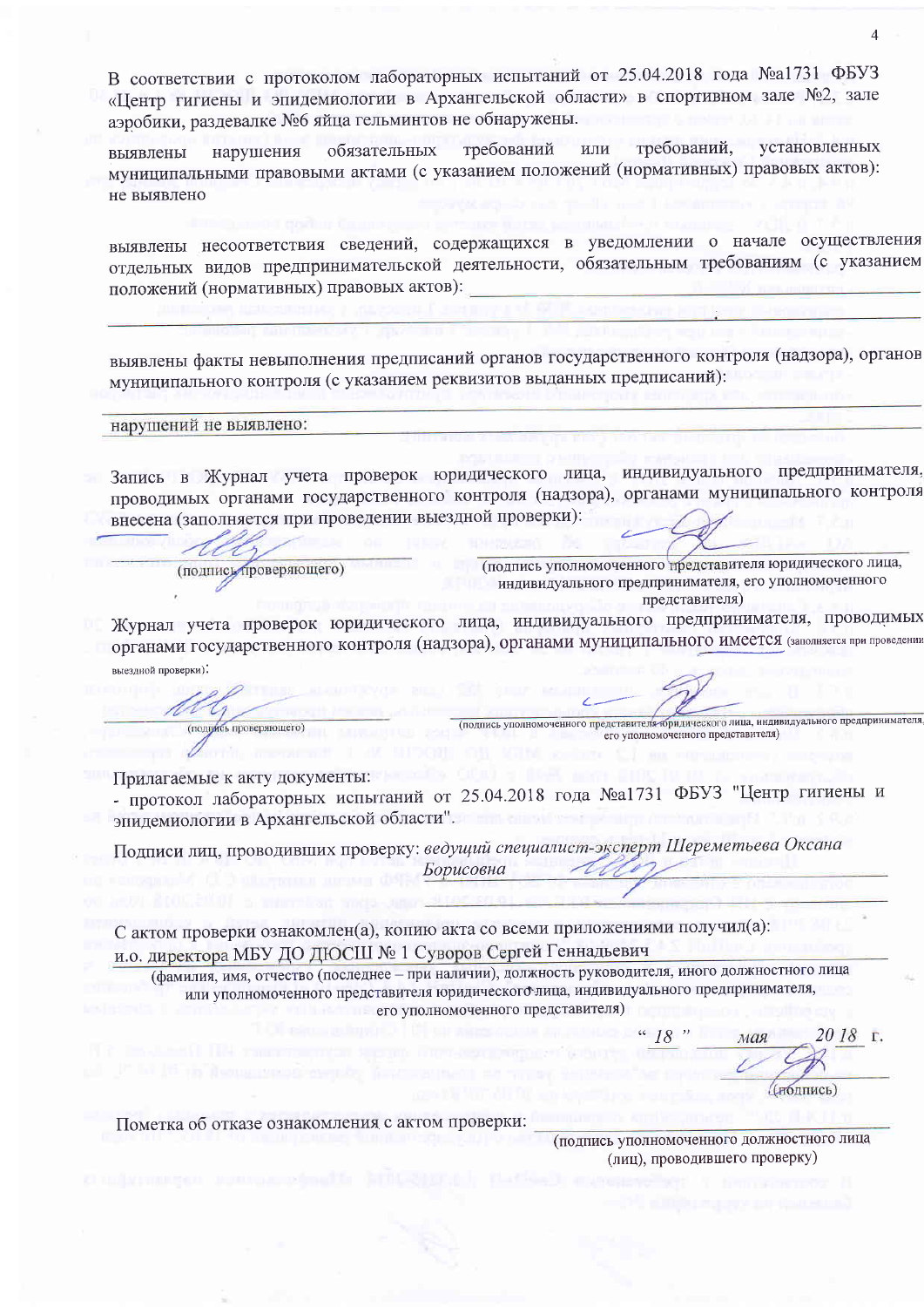В соответствии с протоколом лабораторных испытаний от 25.04.2018 года №а1731 ФБУЗ «Центр гигиены и эпидемиологии в Архангельской области» в спортивном зале №2, зале аэробики, раздевалке №6 яйца гельминтов не обнаружены.

выявлены нарушения обязательных требований или требований, установленных муниципальными правовыми актами (с указанием положений (нормативных) правовых актов): не выявлено

выявлены несоответствия сведений, содержащихся в уведомлении о начале осуществления отдельных видов предпринимательской деятельности, обязательным требованиям (с указанием положений (нормативных) правовых актов): \_\_\_\_\_\_\_\_\_\_\_\_\_\_\_\_\_\_\_\_

выявлены факты невыполнения предписаний органов государственного контроля (надзора), органов муниципального контроля (с указанием реквизитов выданных предписаний):

нарушений не выявлено:

Запись в Журнал учета проверок юридического лица, индивидуального предпринимателя, проводимых органами государственного контроля (надзора), органами муниципального контроля внесена (заполняется при проведении выездной проверки):

(подпись проверяющего) (подпись уполномоченного представителя юридического лица, индивидуального предпринимателя, его уполномоченного представителя)

Журнал учета проверок юридического лица, индивидуального предпринимателя, проводимых органами государственного контроля (надзора), органами муниципального контроля имеется (заполняется при проведении выездной проверки):

(подпись проверяющего) (подпись уполномоченного представителя юридического лица, индивидуального предпринимателя, его уполномоченного представителя)

Прилагаемые к акту документы:
- протокол лабораторных испытаний от 25.04.2018 года №а1731 ФБУЗ "Центр гигиены и эпидемиологии в Архангельской области".

Подписи лиц, проводивших проверку: *ведущий специалист-эксперт Шереметьева Оксана Борисовна*

С актом проверки ознакомлен(а), копию акта со всеми приложениями получил(а):
и.о. директора МБУ ДО ДЮСШ № 1 Суворов Сергей Геннадьевич

(фамилия, имя, отчество (последнее – при наличии), должность руководителя, иного должностного лица или уполномоченного представителя юридического лица, индивидуального предпринимателя, его уполномоченного представителя)

" *18* " *мая* 20 *18* г.

(подпись)

Пометка об отказе ознакомления с актом проверки: \_\_\_\_\_\_\_\_\_\_\_\_\_\_\_\_\_\_\_\_

(подпись уполномоченного должностного лица (лиц), проводившего проверку)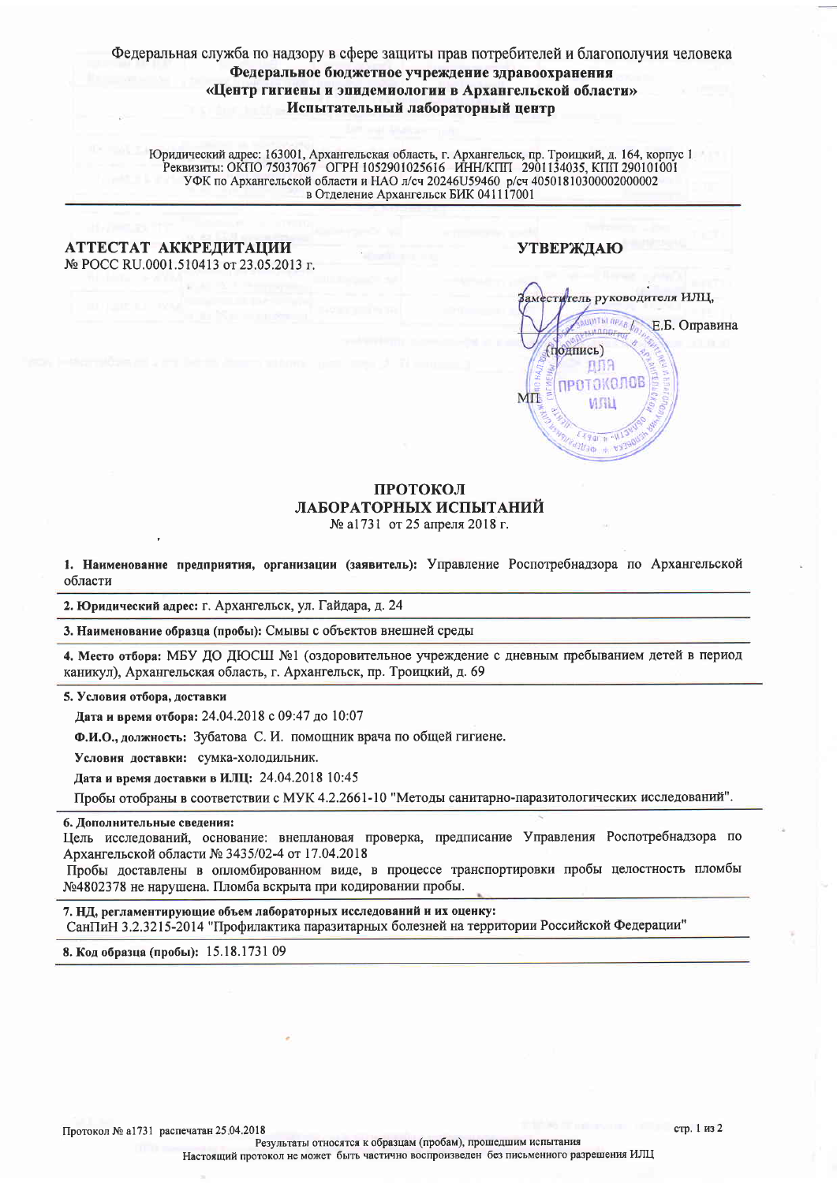Федеральная служба по надзору в сфере защиты прав потребителей и благополучия человека

**Федеральное бюджетное учреждение здравоохранения**
**«Центр гигиены и эпидемиологии в Архангельской области»**
**Испытательный лабораторный центр**

Юридический адрес: 163001, Архангельская область, г. Архангельск, пр. Троицкий, д. 164, корпус 1
Реквизиты: ОКПО 75037067 ОГРН 1052901025616 ИНН/КПП 2901134035, КПП 290101001
УФК по Архангельской области и НАО л/сч 20246U59460 р/сч 40501810300002000002
в Отделение Архангельск БИК 041117001

**АТТЕСТАТ АККРЕДИТАЦИИ**
№ РОСС RU.0001.510413 от 23.05.2013 г.

**УТВЕРЖДАЮ**

Заместитель руководителя ИЛЦ,

_________ / Е.Б. Оправина

(подпись)

МП

# ПРОТОКОЛ
# ЛАБОРАТОРНЫХ ИСПЫТАНИЙ

№ а1731 от 25 апреля 2018 г.

**1. Наименование предприятия, организации (заявитель):** Управление Роспотребнадзора по Архангельской области

**2. Юридический адрес:** г. Архангельск, ул. Гайдара, д. 24

**3. Наименование образца (пробы):** Смывы с объектов внешней среды

**4. Место отбора:** МБУ ДО ДЮСШ №1 (оздоровительное учреждение с дневным пребыванием детей в период каникул), Архангельская область, г. Архангельск, пр. Троицкий, д. 69

**5. Условия отбора, доставки**

**Дата и время отбора:** 24.04.2018 с 09:47 до 10:07

**Ф.И.О., должность:** Зубатова С. И. помощник врача по общей гигиене.

**Условия доставки:** сумка-холодильник.

**Дата и время доставки в ИЛЦ:** 24.04.2018 10:45

Пробы отобраны в соответствии с МУК 4.2.2661-10 "Методы санитарно-паразитологических исследований".

**6. Дополнительные сведения:**

Цель исследований, основание: внеплановая проверка, предписание Управления Роспотребнадзора по Архангельской области № 3435/02-4 от 17.04.2018

Пробы доставлены в опломбированном виде, в процессе транспортировки пробы целостность пломбы №4802378 не нарушена. Пломба вскрыта при кодировании пробы.

**7. НД, регламентирующие объем лабораторных исследований и их оценку:**
СанПиН 3.2.3215-2014 "Профилактика паразитарных болезней на территории Российской Федерации"

**8. Код образца (пробы):** 15.18.1731 09

Протокол № а1731 распечатан 25.04.2018

Результаты относятся к образцам (пробам), прошедшим испытания

Настоящий протокол не может быть частично воспроизведен без письменного разрешения ИЛЦ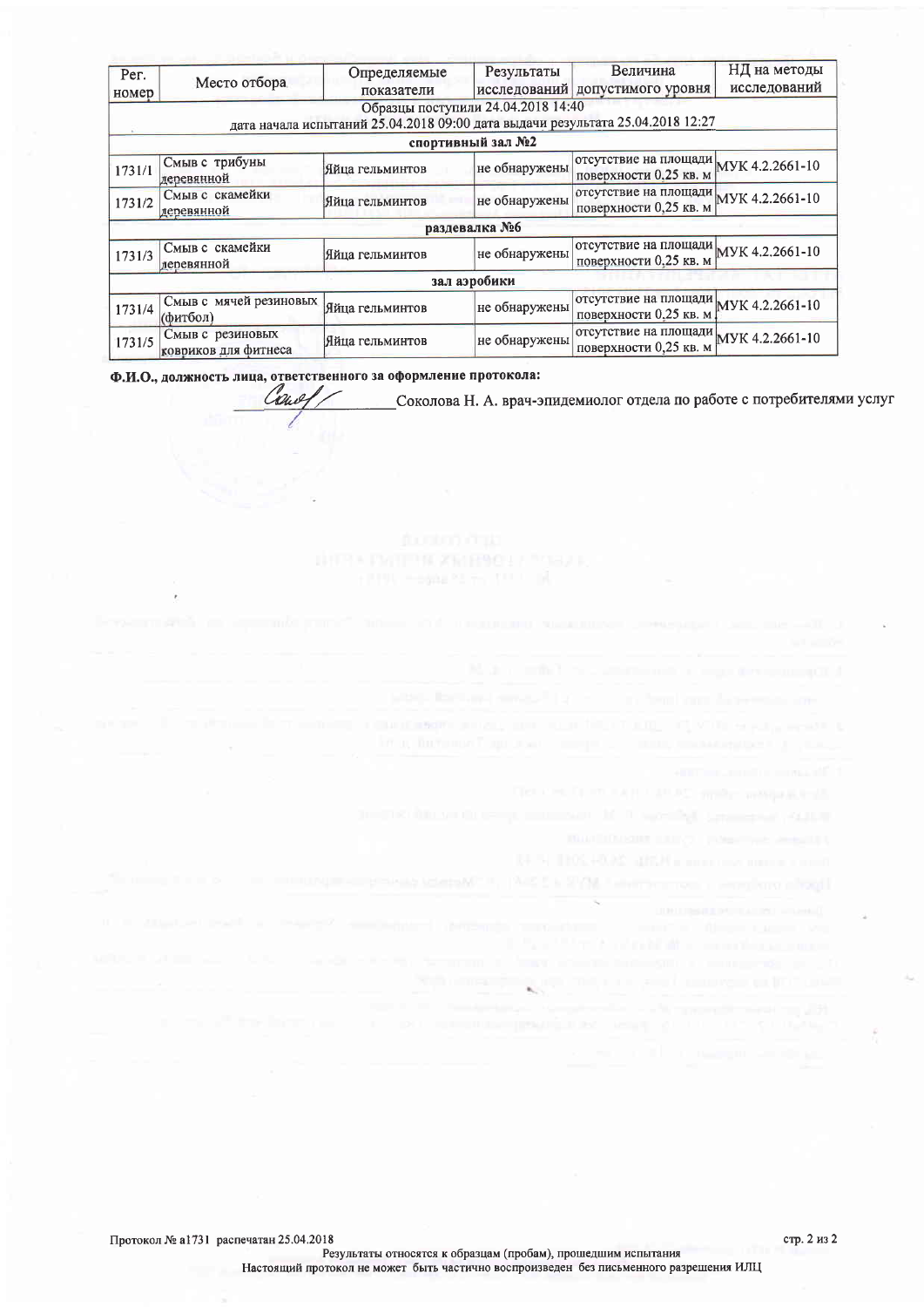| Рег. номер | Место отбора | Определяемые показатели | Результаты исследований | Величина допустимого уровня | НД на методы исследований |
|---|---|---|---|---|---|
| Образцы поступили 24.04.2018 14:40<br>дата начала испытаний 25.04.2018 09:00 дата выдачи результата 25.04.2018 12:27 | | | | | |
| спортивный зал №2 | | | | | |
| 1731/1 | Смыв с трибуны деревянной | Яйца гельминтов | не обнаружены | отсутствие на площади поверхности 0,25 кв. м | МУК 4.2.2661-10 |
| 1731/2 | Смыв с скамейки деревянной | Яйца гельминтов | не обнаружены | отсутствие на площади поверхности 0,25 кв. м | МУК 4.2.2661-10 |
| раздевалка №6 | | | | | |
| 1731/3 | Смыв с скамейки деревянной | Яйца гельминтов | не обнаружены | отсутствие на площади поверхности 0,25 кв. м | МУК 4.2.2661-10 |
| зал аэробики | | | | | |
| 1731/4 | Смыв с мячей резиновых (фитбол) | Яйца гельминтов | не обнаружены | отсутствие на площади поверхности 0,25 кв. м | МУК 4.2.2661-10 |
| 1731/5 | Смыв с резиновых ковриков для фитнеса | Яйца гельминтов | не обнаружены | отсутствие на площади поверхности 0,25 кв. м | МУК 4.2.2661-10 |

**Ф.И.О., должность лица, ответственного за оформление протокола:**

_______________ Соколова Н. А. врач-эпидемиолог отдела по работе с потребителями услуг

Протокол № а1731 распечатан 25.04.2018

Результаты относятся к образцам (пробам), прошедшим испытания

Настоящий протокол не может быть частично воспроизведен без письменного разрешения ИЛЦ